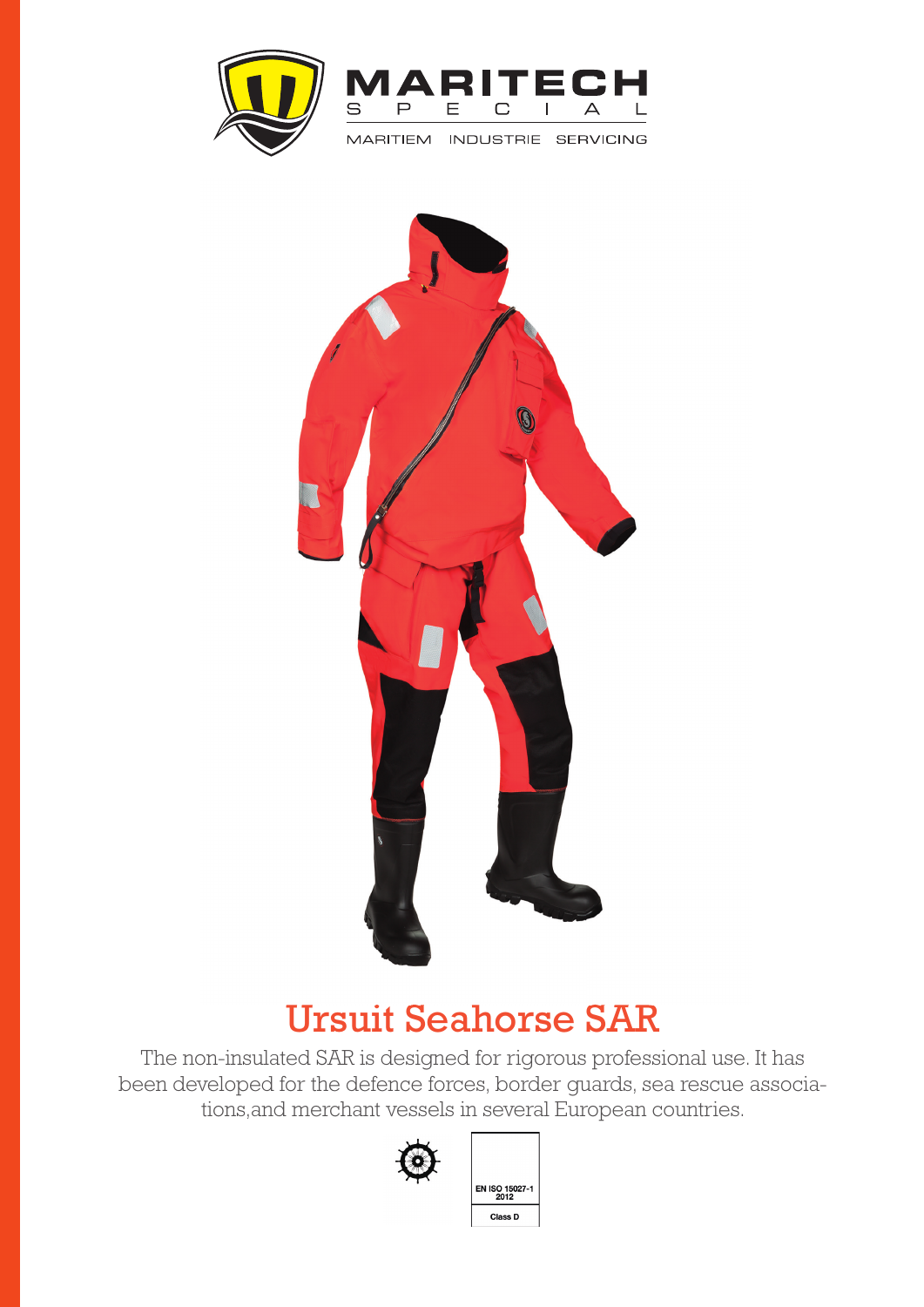MARITECH
SPECIAL
MARITIEM INDUSTRIE SERVICING

# Ursuit Seahorse SAR

The non-insulated SAR is designed for rigorous professional use. It has been developed for the defence forces, border guards, sea rescue associations,and merchant vessels in several European countries.

EN ISO 15027-1
2012

Class D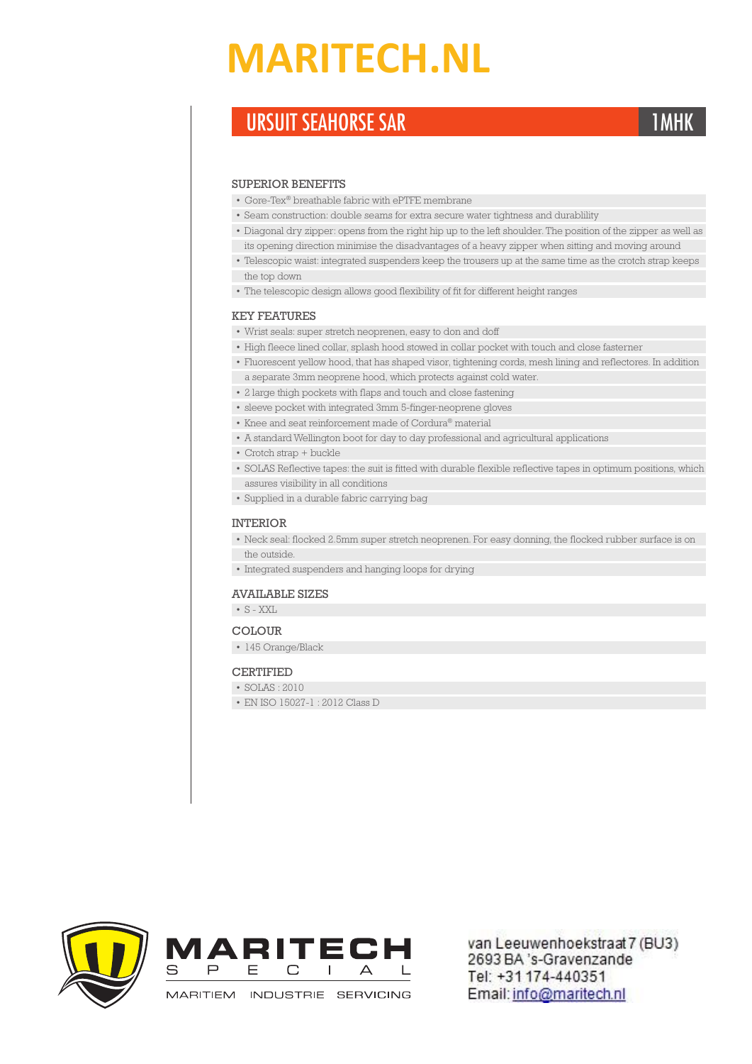# MARITECH.NL

## URSUIT SEAHORSE SAR

1MHK

### SUPERIOR BENEFITS

- Gore-Tex® breathable fabric with ePTFE membrane
- Seam construction: double seams for extra secure water tightness and durablility
- Diagonal dry zipper: opens from the right hip up to the left shoulder. The position of the zipper as well as its opening direction minimise the disadvantages of a heavy zipper when sitting and moving around
- Telescopic waist: integrated suspenders keep the trousers up at the same time as the crotch strap keeps the top down
- The telescopic design allows good flexibility of fit for different height ranges

### KEY FEATURES

- Wrist seals: super stretch neoprenen, easy to don and doff
- High fleece lined collar, splash hood stowed in collar pocket with touch and close fasterner
- Fluorescent yellow hood, that has shaped visor, tightening cords, mesh lining and reflectores. In addition a separate 3mm neoprene hood, which protects against cold water.
- 2 large thigh pockets with flaps and touch and close fastening
- sleeve pocket with integrated 3mm 5-finger-neoprene gloves
- Knee and seat reinforcement made of Cordura® material
- A standard Wellington boot for day to day professional and agricultural applications
- Crotch strap + buckle
- SOLAS Reflective tapes: the suit is fitted with durable flexible reflective tapes in optimum positions, which assures visibility in all conditions
- Supplied in a durable fabric carrying bag

### INTERIOR

- Neck seal: flocked 2.5mm super stretch neoprenen. For easy donning, the flocked rubber surface is on the outside.
- Integrated suspenders and hanging loops for drying

### AVAILABLE SIZES

- S - XXL

### COLOUR

- 145 Orange/Black

### CERTIFIED

- SOLAS : 2010
- EN ISO 15027-1 : 2012 Class D

MARITECH SPECIAL
MARITIEM INDUSTRIE SERVICING

van Leeuwenhoekstraat 7 (BU3)
2693 BA 's-Gravenzande
Tel: +31 174-440351
Email: info@maritech.nl